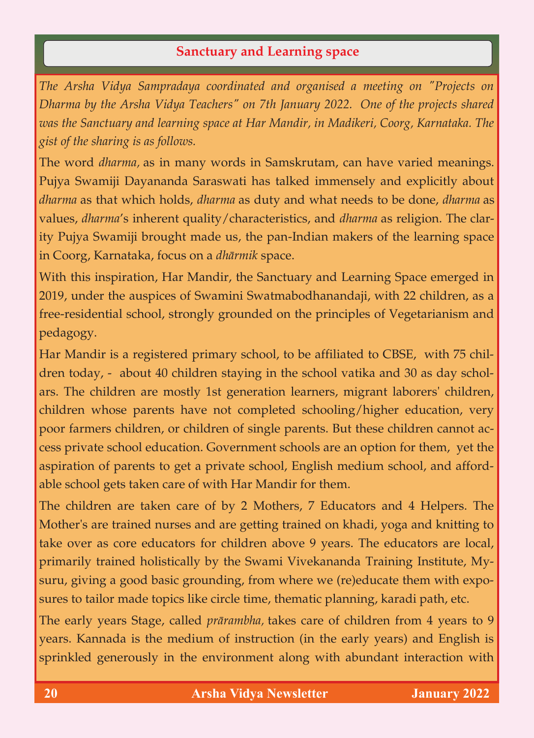## Sanctuary and Learning space

*The Arsha Vidya Sampradaya coordinated and organised a meeting on "Projects on Dharma by the Arsha Vidya Teachers" on 7th January 2022. One of the projects shared was the Sanctuary and learning space at Har Mandir, in Madikeri, Coorg, Karnataka. The gist of the sharing is as follows.*

The word *dharma*, as in many words in Samskrutam, can have varied meanings. Pujya Swamiji Dayananda Saraswati has talked immensely and explicitly about *dharma* as that which holds, *dharma* as duty and what needs to be done, *dharma* as values, *dharma*'s inherent quality/characteristics, and *dharma* as religion. The clarity Pujya Swamiji brought made us, the pan-Indian makers of the learning space in Coorg, Karnataka, focus on a *dhārmik* space.

With this inspiration, Har Mandir, the Sanctuary and Learning Space emerged in 2019, under the auspices of Swamini Swatmabodhanandaji, with 22 children, as a free-residential school, strongly grounded on the principles of Vegetarianism and pedagogy.

Har Mandir is a registered primary school, to be affiliated to CBSE, with 75 children today, - about 40 children staying in the school vatika and 30 as day scholars. The children are mostly 1st generation learners, migrant laborers' children, children whose parents have not completed schooling/higher education, very poor farmers children, or children of single parents. But these children cannot access private school education. Government schools are an option for them, yet the aspiration of parents to get a private school, English medium school, and affordable school gets taken care of with Har Mandir for them.

The children are taken care of by 2 Mothers, 7 Educators and 4 Helpers. The Mother's are trained nurses and are getting trained on khadi, yoga and knitting to take over as core educators for children above 9 years. The educators are local, primarily trained holistically by the Swami Vivekananda Training Institute, Mysuru, giving a good basic grounding, from where we (re)educate them with exposures to tailor made topics like circle time, thematic planning, karadi path, etc.

The early years Stage, called *prārambha*, takes care of children from 4 years to 9 years. Kannada is the medium of instruction (in the early years) and English is sprinkled generously in the environment along with abundant interaction with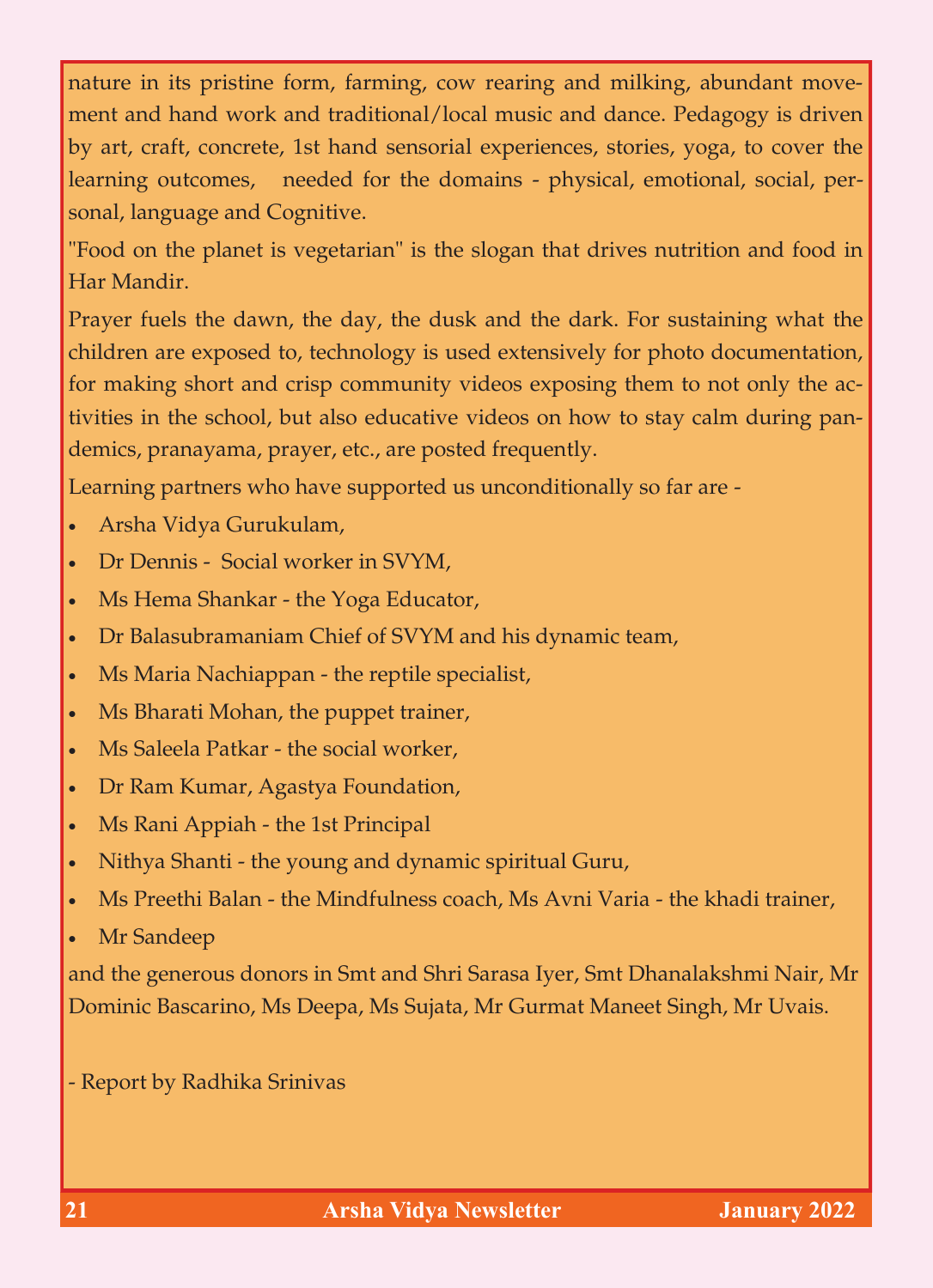nature in its pristine form, farming, cow rearing and milking, abundant movement and hand work and traditional/local music and dance. Pedagogy is driven by art, craft, concrete, 1st hand sensorial experiences, stories, yoga, to cover the learning outcomes, needed for the domains - physical, emotional, social, personal, language and Cognitive.

"Food on the planet is vegetarian" is the slogan that drives nutrition and food in Har Mandir.

Prayer fuels the dawn, the day, the dusk and the dark. For sustaining what the children are exposed to, technology is used extensively for photo documentation, for making short and crisp community videos exposing them to not only the activities in the school, but also educative videos on how to stay calm during pandemics, pranayama, prayer, etc., are posted frequently.

Learning partners who have supported us unconditionally so far are -

- Arsha Vidya Gurukulam,
- Dr Dennis - Social worker in SVYM,
- Ms Hema Shankar - the Yoga Educator,
- Dr Balasubramaniam Chief of SVYM and his dynamic team,
- Ms Maria Nachiappan - the reptile specialist,
- Ms Bharati Mohan, the puppet trainer,
- Ms Saleela Patkar - the social worker,
- Dr Ram Kumar, Agastya Foundation,
- Ms Rani Appiah - the 1st Principal
- Nithya Shanti - the young and dynamic spiritual Guru,
- Ms Preethi Balan - the Mindfulness coach, Ms Avni Varia - the khadi trainer,
- Mr Sandeep

and the generous donors in Smt and Shri Sarasa Iyer, Smt Dhanalakshmi Nair, Mr Dominic Bascarino, Ms Deepa, Ms Sujata, Mr Gurmat Maneet Singh, Mr Uvais.

- Report by Radhika Srinivas